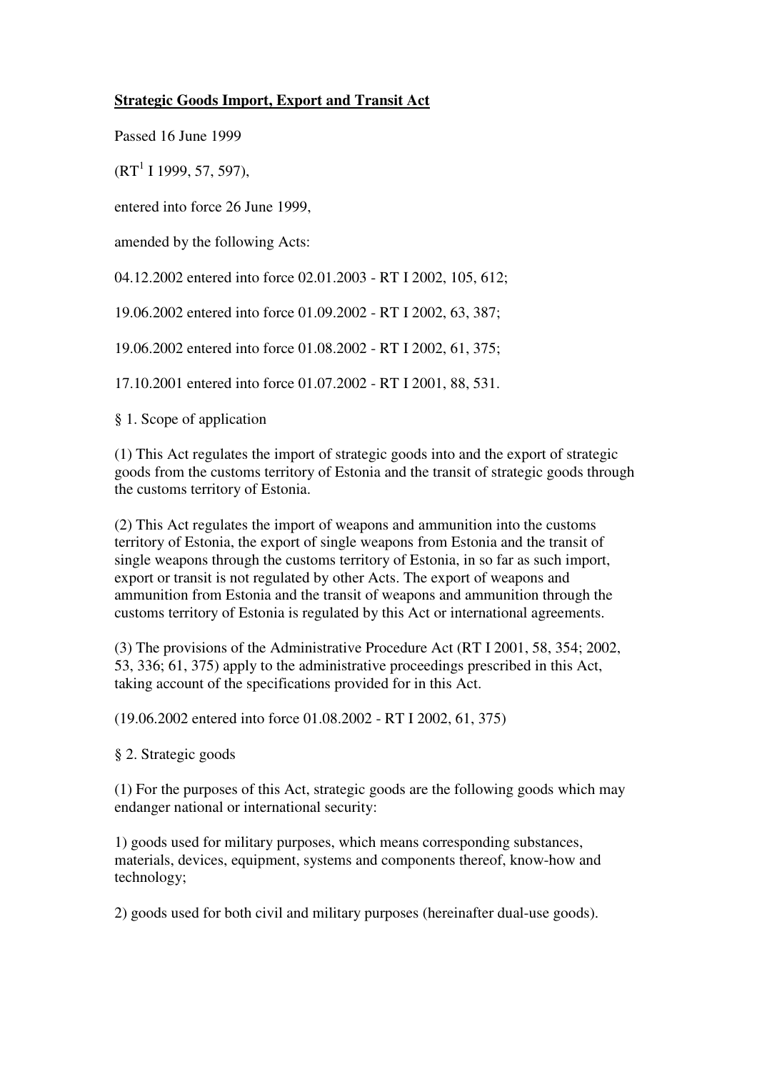# Strategic Goods Import, Export and Transit Act

Passed 16 June 1999

(RT[1] I 1999, 57, 597),

entered into force 26 June 1999,

amended by the following Acts:

04.12.2002 entered into force 02.01.2003 - RT I 2002, 105, 612;

19.06.2002 entered into force 01.09.2002 - RT I 2002, 63, 387;

19.06.2002 entered into force 01.08.2002 - RT I 2002, 61, 375;

17.10.2001 entered into force 01.07.2002 - RT I 2001, 88, 531.

§ 1. Scope of application

(1) This Act regulates the import of strategic goods into and the export of strategic goods from the customs territory of Estonia and the transit of strategic goods through the customs territory of Estonia.

(2) This Act regulates the import of weapons and ammunition into the customs territory of Estonia, the export of single weapons from Estonia and the transit of single weapons through the customs territory of Estonia, in so far as such import, export or transit is not regulated by other Acts. The export of weapons and ammunition from Estonia and the transit of weapons and ammunition through the customs territory of Estonia is regulated by this Act or international agreements.

(3) The provisions of the Administrative Procedure Act (RT I 2001, 58, 354; 2002, 53, 336; 61, 375) apply to the administrative proceedings prescribed in this Act, taking account of the specifications provided for in this Act.

(19.06.2002 entered into force 01.08.2002 - RT I 2002, 61, 375)

§ 2. Strategic goods

(1) For the purposes of this Act, strategic goods are the following goods which may endanger national or international security:

1) goods used for military purposes, which means corresponding substances, materials, devices, equipment, systems and components thereof, know-how and technology;

2) goods used for both civil and military purposes (hereinafter dual-use goods).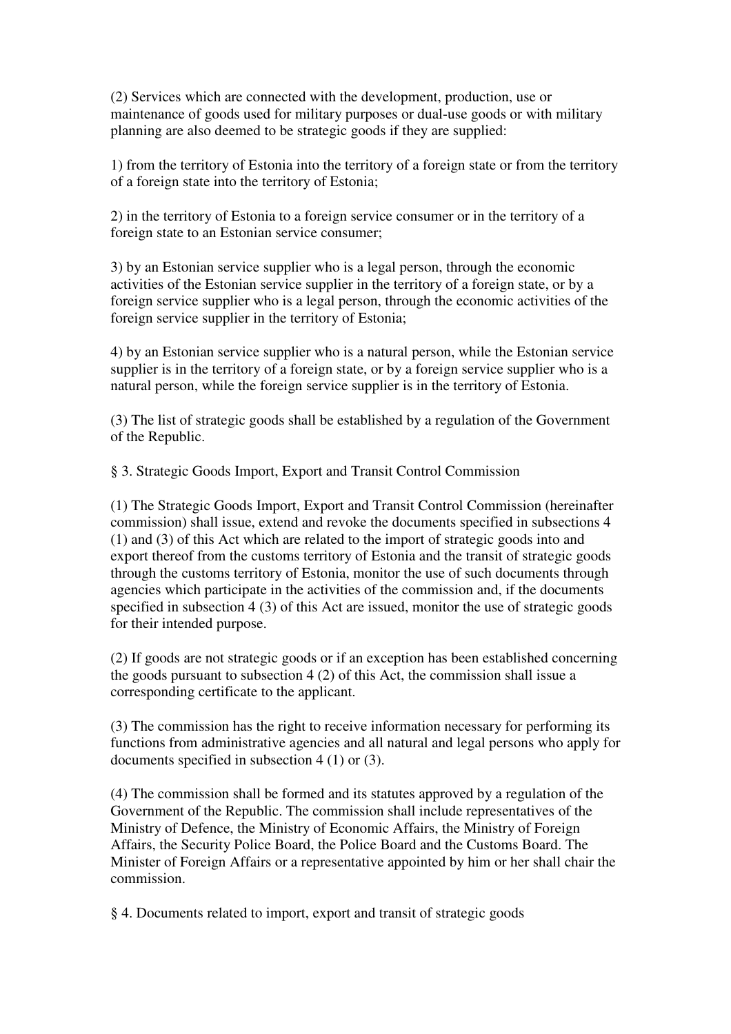(2) Services which are connected with the development, production, use or maintenance of goods used for military purposes or dual-use goods or with military planning are also deemed to be strategic goods if they are supplied:

1) from the territory of Estonia into the territory of a foreign state or from the territory of a foreign state into the territory of Estonia;

2) in the territory of Estonia to a foreign service consumer or in the territory of a foreign state to an Estonian service consumer;

3) by an Estonian service supplier who is a legal person, through the economic activities of the Estonian service supplier in the territory of a foreign state, or by a foreign service supplier who is a legal person, through the economic activities of the foreign service supplier in the territory of Estonia;

4) by an Estonian service supplier who is a natural person, while the Estonian service supplier is in the territory of a foreign state, or by a foreign service supplier who is a natural person, while the foreign service supplier is in the territory of Estonia.

(3) The list of strategic goods shall be established by a regulation of the Government of the Republic.

§ 3. Strategic Goods Import, Export and Transit Control Commission

(1) The Strategic Goods Import, Export and Transit Control Commission (hereinafter commission) shall issue, extend and revoke the documents specified in subsections 4 (1) and (3) of this Act which are related to the import of strategic goods into and export thereof from the customs territory of Estonia and the transit of strategic goods through the customs territory of Estonia, monitor the use of such documents through agencies which participate in the activities of the commission and, if the documents specified in subsection 4 (3) of this Act are issued, monitor the use of strategic goods for their intended purpose.

(2) If goods are not strategic goods or if an exception has been established concerning the goods pursuant to subsection 4 (2) of this Act, the commission shall issue a corresponding certificate to the applicant.

(3) The commission has the right to receive information necessary for performing its functions from administrative agencies and all natural and legal persons who apply for documents specified in subsection 4 (1) or (3).

(4) The commission shall be formed and its statutes approved by a regulation of the Government of the Republic. The commission shall include representatives of the Ministry of Defence, the Ministry of Economic Affairs, the Ministry of Foreign Affairs, the Security Police Board, the Police Board and the Customs Board. The Minister of Foreign Affairs or a representative appointed by him or her shall chair the commission.

§ 4. Documents related to import, export and transit of strategic goods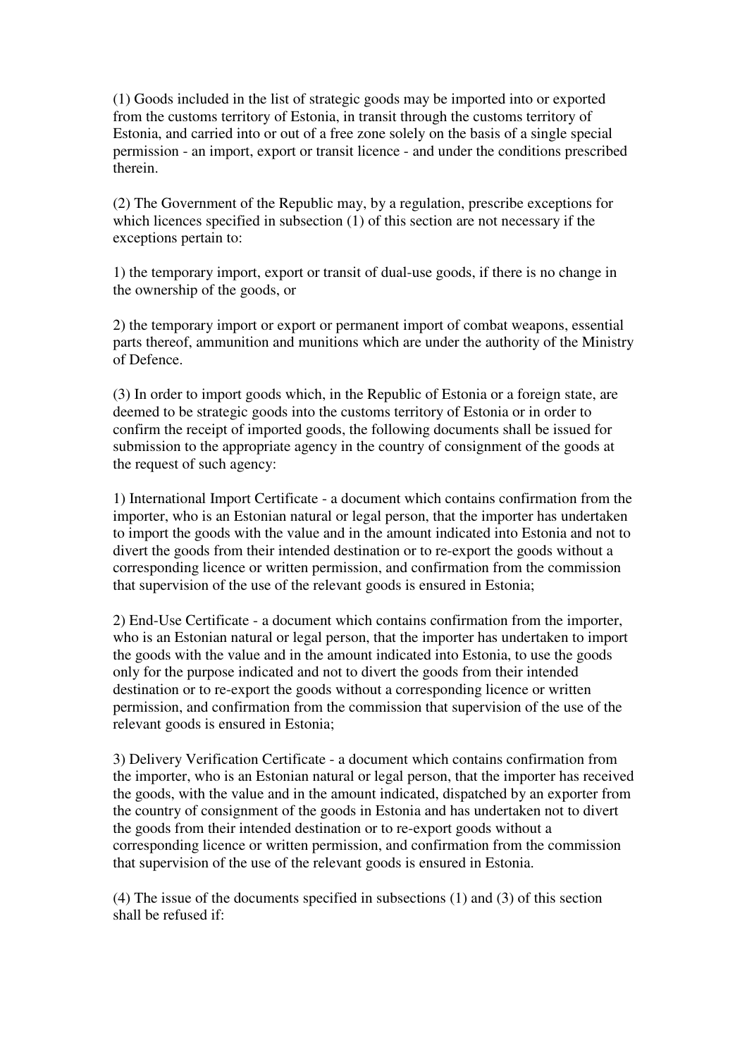(1) Goods included in the list of strategic goods may be imported into or exported from the customs territory of Estonia, in transit through the customs territory of Estonia, and carried into or out of a free zone solely on the basis of a single special permission - an import, export or transit licence - and under the conditions prescribed therein.

(2) The Government of the Republic may, by a regulation, prescribe exceptions for which licences specified in subsection (1) of this section are not necessary if the exceptions pertain to:

1) the temporary import, export or transit of dual-use goods, if there is no change in the ownership of the goods, or

2) the temporary import or export or permanent import of combat weapons, essential parts thereof, ammunition and munitions which are under the authority of the Ministry of Defence.

(3) In order to import goods which, in the Republic of Estonia or a foreign state, are deemed to be strategic goods into the customs territory of Estonia or in order to confirm the receipt of imported goods, the following documents shall be issued for submission to the appropriate agency in the country of consignment of the goods at the request of such agency:

1) International Import Certificate - a document which contains confirmation from the importer, who is an Estonian natural or legal person, that the importer has undertaken to import the goods with the value and in the amount indicated into Estonia and not to divert the goods from their intended destination or to re-export the goods without a corresponding licence or written permission, and confirmation from the commission that supervision of the use of the relevant goods is ensured in Estonia;

2) End-Use Certificate - a document which contains confirmation from the importer, who is an Estonian natural or legal person, that the importer has undertaken to import the goods with the value and in the amount indicated into Estonia, to use the goods only for the purpose indicated and not to divert the goods from their intended destination or to re-export the goods without a corresponding licence or written permission, and confirmation from the commission that supervision of the use of the relevant goods is ensured in Estonia;

3) Delivery Verification Certificate - a document which contains confirmation from the importer, who is an Estonian natural or legal person, that the importer has received the goods, with the value and in the amount indicated, dispatched by an exporter from the country of consignment of the goods in Estonia and has undertaken not to divert the goods from their intended destination or to re-export goods without a corresponding licence or written permission, and confirmation from the commission that supervision of the use of the relevant goods is ensured in Estonia.

(4) The issue of the documents specified in subsections (1) and (3) of this section shall be refused if: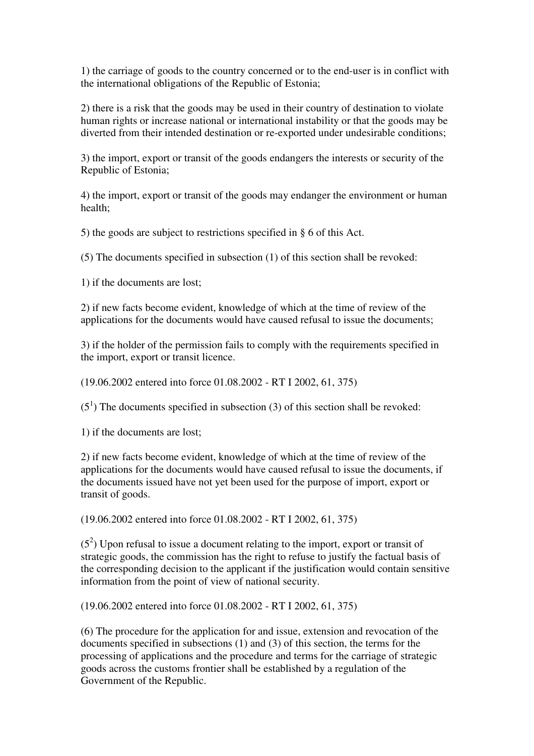1) the carriage of goods to the country concerned or to the end-user is in conflict with the international obligations of the Republic of Estonia;

2) there is a risk that the goods may be used in their country of destination to violate human rights or increase national or international instability or that the goods may be diverted from their intended destination or re-exported under undesirable conditions;

3) the import, export or transit of the goods endangers the interests or security of the Republic of Estonia;

4) the import, export or transit of the goods may endanger the environment or human health;

5) the goods are subject to restrictions specified in § 6 of this Act.

(5) The documents specified in subsection (1) of this section shall be revoked:

1) if the documents are lost;

2) if new facts become evident, knowledge of which at the time of review of the applications for the documents would have caused refusal to issue the documents;

3) if the holder of the permission fails to comply with the requirements specified in the import, export or transit licence.

(19.06.2002 entered into force 01.08.2002 - RT I 2002, 61, 375)

($5^1$) The documents specified in subsection (3) of this section shall be revoked:

1) if the documents are lost;

2) if new facts become evident, knowledge of which at the time of review of the applications for the documents would have caused refusal to issue the documents, if the documents issued have not yet been used for the purpose of import, export or transit of goods.

(19.06.2002 entered into force 01.08.2002 - RT I 2002, 61, 375)

($5^2$) Upon refusal to issue a document relating to the import, export or transit of strategic goods, the commission has the right to refuse to justify the factual basis of the corresponding decision to the applicant if the justification would contain sensitive information from the point of view of national security.

(19.06.2002 entered into force 01.08.2002 - RT I 2002, 61, 375)

(6) The procedure for the application for and issue, extension and revocation of the documents specified in subsections (1) and (3) of this section, the terms for the processing of applications and the procedure and terms for the carriage of strategic goods across the customs frontier shall be established by a regulation of the Government of the Republic.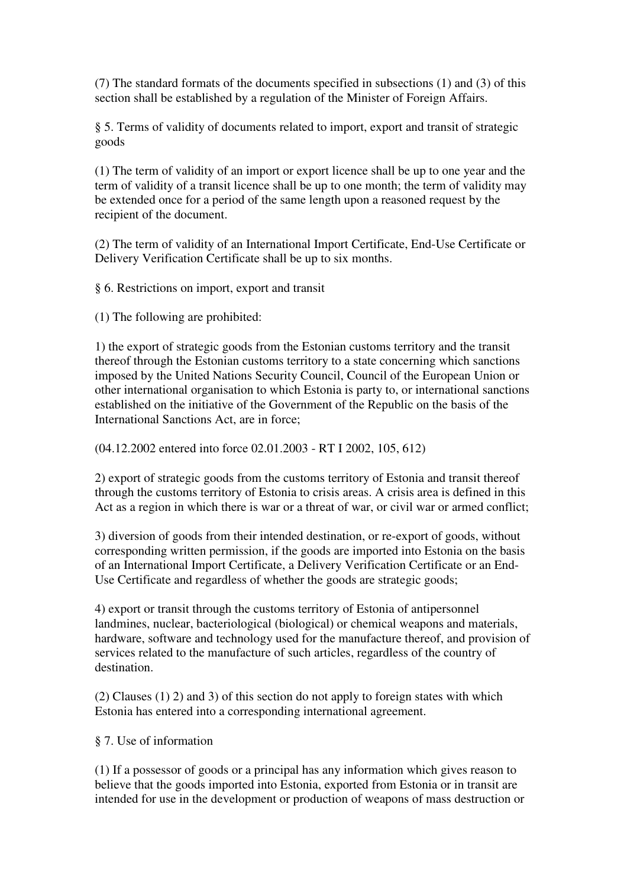(7) The standard formats of the documents specified in subsections (1) and (3) of this section shall be established by a regulation of the Minister of Foreign Affairs.

§ 5. Terms of validity of documents related to import, export and transit of strategic goods

(1) The term of validity of an import or export licence shall be up to one year and the term of validity of a transit licence shall be up to one month; the term of validity may be extended once for a period of the same length upon a reasoned request by the recipient of the document.

(2) The term of validity of an International Import Certificate, End-Use Certificate or Delivery Verification Certificate shall be up to six months.

§ 6. Restrictions on import, export and transit

(1) The following are prohibited:

1) the export of strategic goods from the Estonian customs territory and the transit thereof through the Estonian customs territory to a state concerning which sanctions imposed by the United Nations Security Council, Council of the European Union or other international organisation to which Estonia is party to, or international sanctions established on the initiative of the Government of the Republic on the basis of the International Sanctions Act, are in force;

(04.12.2002 entered into force 02.01.2003 - RT I 2002, 105, 612)

2) export of strategic goods from the customs territory of Estonia and transit thereof through the customs territory of Estonia to crisis areas. A crisis area is defined in this Act as a region in which there is war or a threat of war, or civil war or armed conflict;

3) diversion of goods from their intended destination, or re-export of goods, without corresponding written permission, if the goods are imported into Estonia on the basis of an International Import Certificate, a Delivery Verification Certificate or an End-Use Certificate and regardless of whether the goods are strategic goods;

4) export or transit through the customs territory of Estonia of antipersonnel landmines, nuclear, bacteriological (biological) or chemical weapons and materials, hardware, software and technology used for the manufacture thereof, and provision of services related to the manufacture of such articles, regardless of the country of destination.

(2) Clauses (1) 2) and 3) of this section do not apply to foreign states with which Estonia has entered into a corresponding international agreement.

§ 7. Use of information

(1) If a possessor of goods or a principal has any information which gives reason to believe that the goods imported into Estonia, exported from Estonia or in transit are intended for use in the development or production of weapons of mass destruction or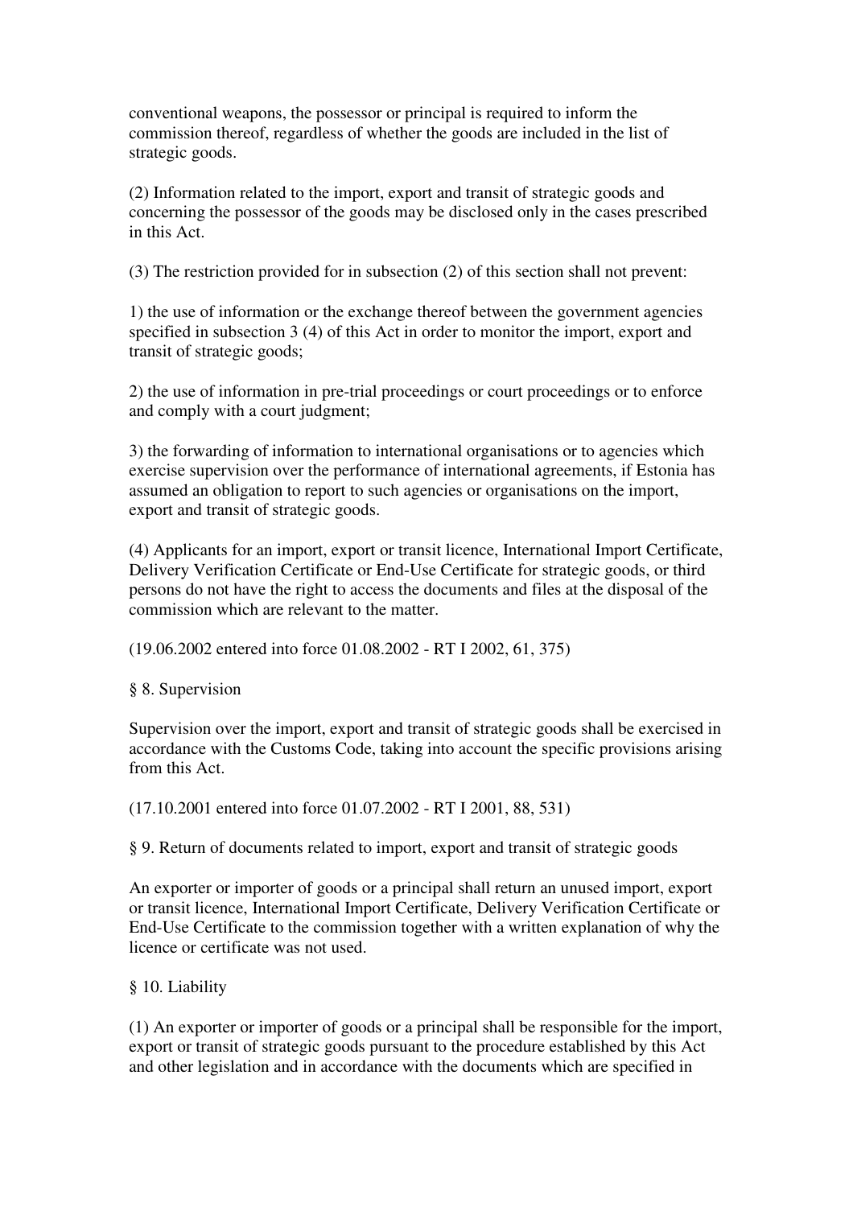conventional weapons, the possessor or principal is required to inform the commission thereof, regardless of whether the goods are included in the list of strategic goods.

(2) Information related to the import, export and transit of strategic goods and concerning the possessor of the goods may be disclosed only in the cases prescribed in this Act.

(3) The restriction provided for in subsection (2) of this section shall not prevent:

1) the use of information or the exchange thereof between the government agencies specified in subsection 3 (4) of this Act in order to monitor the import, export and transit of strategic goods;

2) the use of information in pre-trial proceedings or court proceedings or to enforce and comply with a court judgment;

3) the forwarding of information to international organisations or to agencies which exercise supervision over the performance of international agreements, if Estonia has assumed an obligation to report to such agencies or organisations on the import, export and transit of strategic goods.

(4) Applicants for an import, export or transit licence, International Import Certificate, Delivery Verification Certificate or End-Use Certificate for strategic goods, or third persons do not have the right to access the documents and files at the disposal of the commission which are relevant to the matter.

(19.06.2002 entered into force 01.08.2002 - RT I 2002, 61, 375)

## § 8. Supervision

Supervision over the import, export and transit of strategic goods shall be exercised in accordance with the Customs Code, taking into account the specific provisions arising from this Act.

(17.10.2001 entered into force 01.07.2002 - RT I 2001, 88, 531)

## § 9. Return of documents related to import, export and transit of strategic goods

An exporter or importer of goods or a principal shall return an unused import, export or transit licence, International Import Certificate, Delivery Verification Certificate or End-Use Certificate to the commission together with a written explanation of why the licence or certificate was not used.

## § 10. Liability

(1) An exporter or importer of goods or a principal shall be responsible for the import, export or transit of strategic goods pursuant to the procedure established by this Act and other legislation and in accordance with the documents which are specified in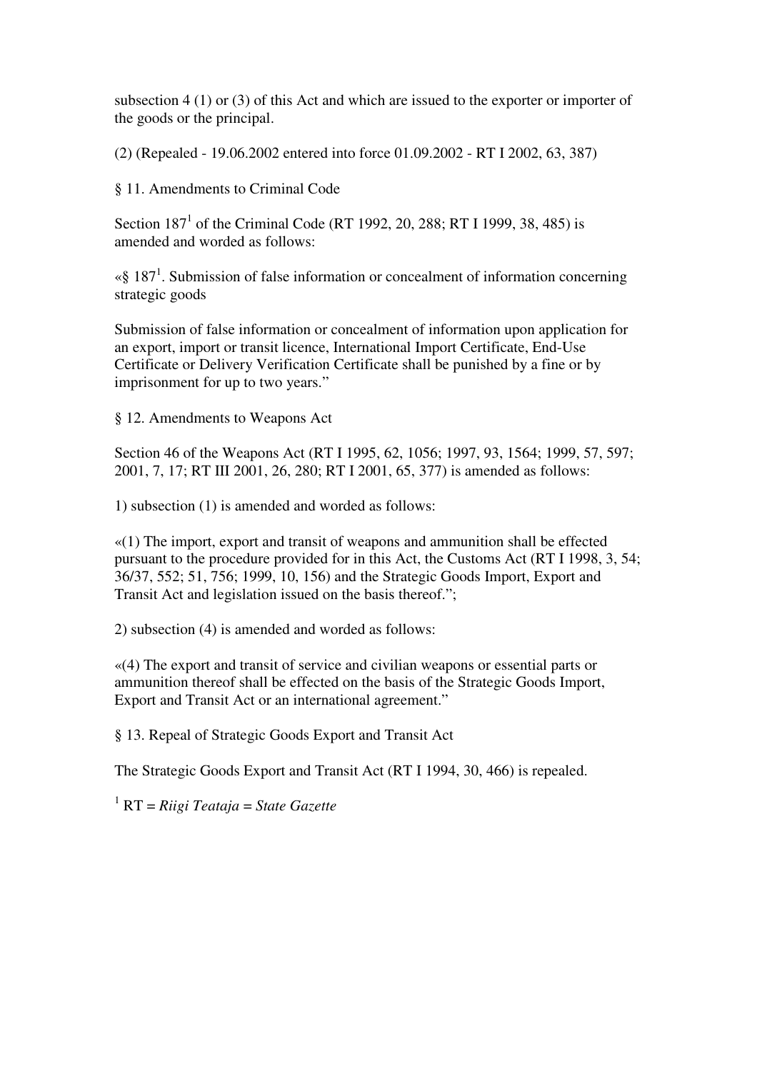subsection 4 (1) or (3) of this Act and which are issued to the exporter or importer of the goods or the principal.

(2) (Repealed - 19.06.2002 entered into force 01.09.2002 - RT I 2002, 63, 387)

§ 11. Amendments to Criminal Code

Section 187[1] of the Criminal Code (RT 1992, 20, 288; RT I 1999, 38, 485) is amended and worded as follows:

«§ 187[1]. Submission of false information or concealment of information concerning strategic goods

Submission of false information or concealment of information upon application for an export, import or transit licence, International Import Certificate, End-Use Certificate or Delivery Verification Certificate shall be punished by a fine or by imprisonment for up to two years."

§ 12. Amendments to Weapons Act

Section 46 of the Weapons Act (RT I 1995, 62, 1056; 1997, 93, 1564; 1999, 57, 597; 2001, 7, 17; RT III 2001, 26, 280; RT I 2001, 65, 377) is amended as follows:

1) subsection (1) is amended and worded as follows:

«(1) The import, export and transit of weapons and ammunition shall be effected pursuant to the procedure provided for in this Act, the Customs Act (RT I 1998, 3, 54; 36/37, 552; 51, 756; 1999, 10, 156) and the Strategic Goods Import, Export and Transit Act and legislation issued on the basis thereof.";

2) subsection (4) is amended and worded as follows:

«(4) The export and transit of service and civilian weapons or essential parts or ammunition thereof shall be effected on the basis of the Strategic Goods Import, Export and Transit Act or an international agreement."

§ 13. Repeal of Strategic Goods Export and Transit Act

The Strategic Goods Export and Transit Act (RT I 1994, 30, 466) is repealed.

[1] RT = *Riigi Teataja = State Gazette*